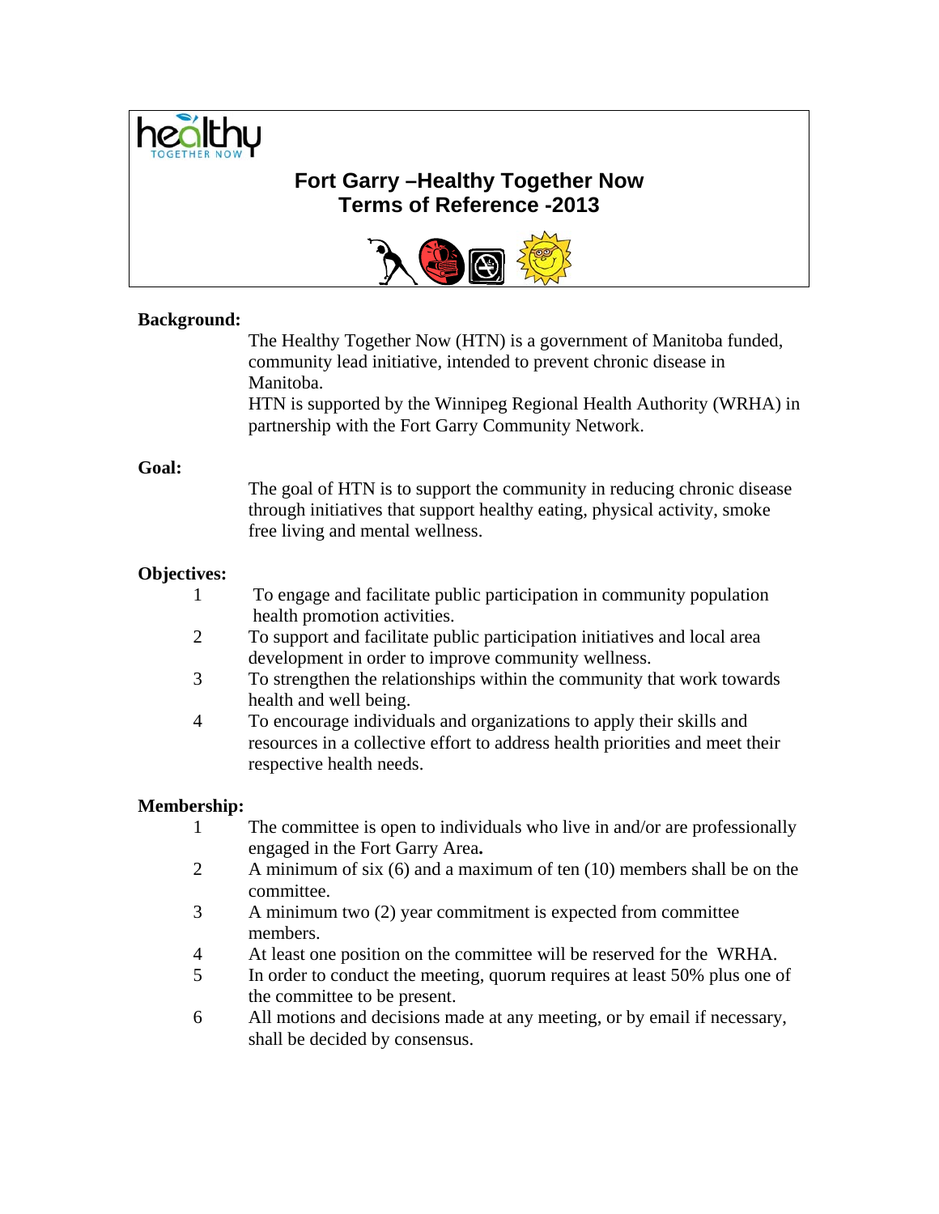healthy TOGETHER NOW

# Fort Garry –Healthy Together Now
# Terms of Reference -2013

**Background:**

The Healthy Together Now (HTN) is a government of Manitoba funded, community lead initiative, intended to prevent chronic disease in Manitoba.
HTN is supported by the Winnipeg Regional Health Authority (WRHA) in partnership with the Fort Garry Community Network.

**Goal:**

The goal of HTN is to support the community in reducing chronic disease through initiatives that support healthy eating, physical activity, smoke free living and mental wellness.

**Objectives:**

1. To engage and facilitate public participation in community population health promotion activities.
2. To support and facilitate public participation initiatives and local area development in order to improve community wellness.
3. To strengthen the relationships within the community that work towards health and well being.
4. To encourage individuals and organizations to apply their skills and resources in a collective effort to address health priorities and meet their respective health needs.

**Membership:**

1. The committee is open to individuals who live in and/or are professionally engaged in the Fort Garry Area**.**
2. A minimum of six (6) and a maximum of ten (10) members shall be on the committee.
3. A minimum two (2) year commitment is expected from committee members.
4. At least one position on the committee will be reserved for the WRHA.
5. In order to conduct the meeting, quorum requires at least 50% plus one of the committee to be present.
6. All motions and decisions made at any meeting, or by email if necessary, shall be decided by consensus.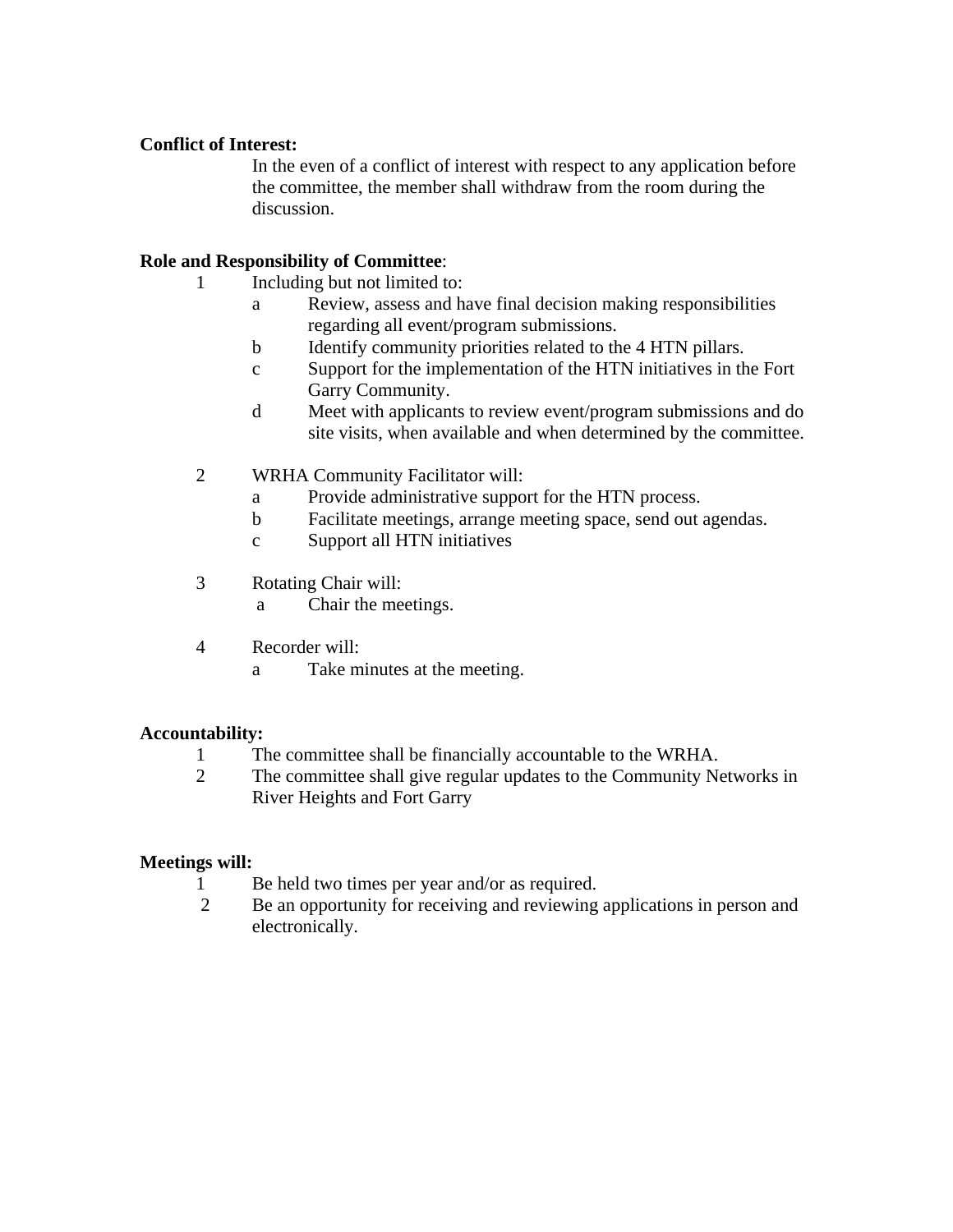**Conflict of Interest:**

In the even of a conflict of interest with respect to any application before the committee, the member shall withdraw from the room during the discussion.

**Role and Responsibility of Committee**:

1. Including but not limited to:
   - a. Review, assess and have final decision making responsibilities regarding all event/program submissions.
   - b. Identify community priorities related to the 4 HTN pillars.
   - c. Support for the implementation of the HTN initiatives in the Fort Garry Community.
   - d. Meet with applicants to review event/program submissions and do site visits, when available and when determined by the committee.

2. WRHA Community Facilitator will:
   - a. Provide administrative support for the HTN process.
   - b. Facilitate meetings, arrange meeting space, send out agendas.
   - c. Support all HTN initiatives

3. Rotating Chair will:
   - a. Chair the meetings.

4. Recorder will:
   - a. Take minutes at the meeting.

**Accountability:**

1. The committee shall be financially accountable to the WRHA.
2. The committee shall give regular updates to the Community Networks in River Heights and Fort Garry

**Meetings will:**

1. Be held two times per year and/or as required.
2. Be an opportunity for receiving and reviewing applications in person and electronically.